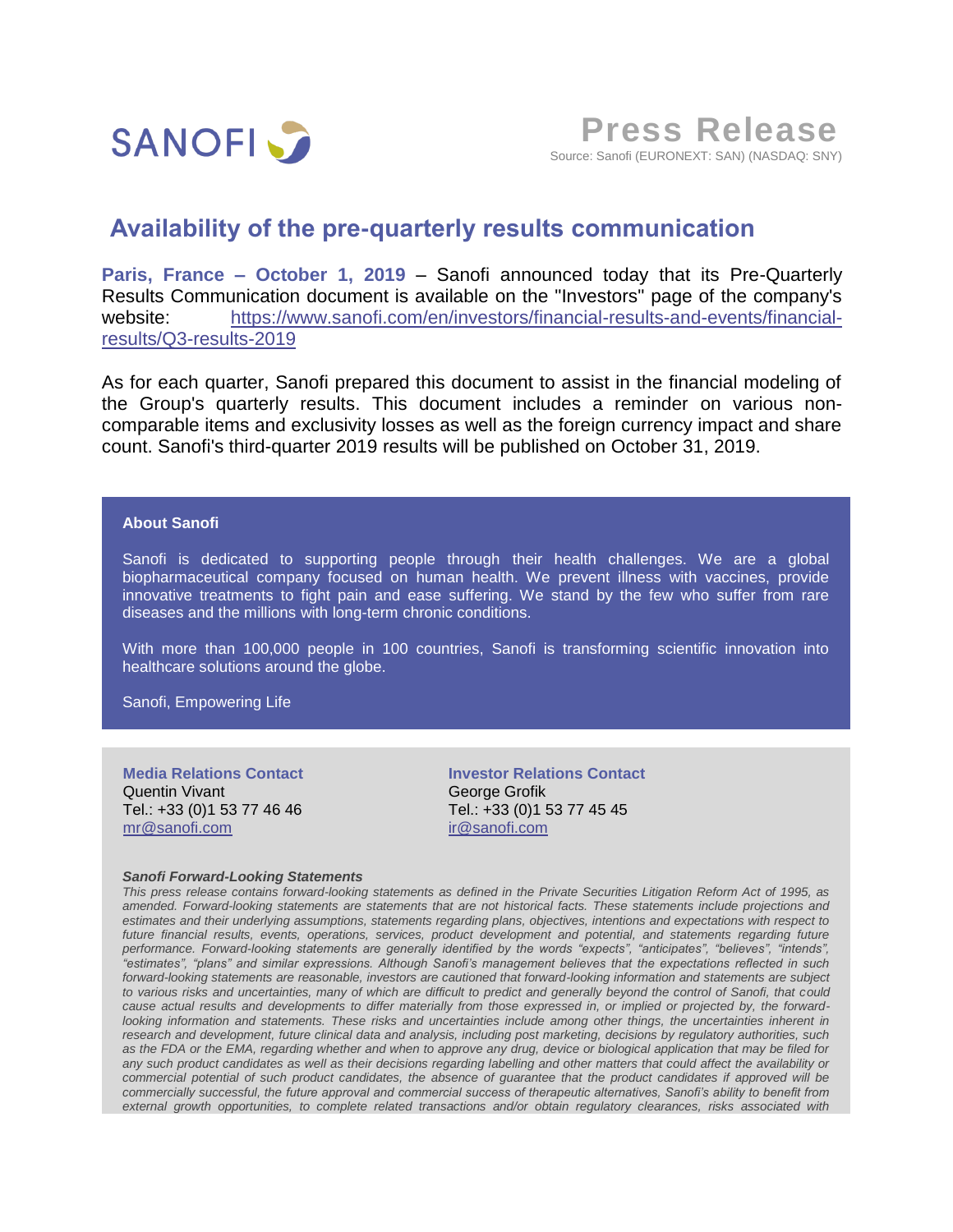SANOFI

**Press Release**

Source: Sanofi (EURONEXT: SAN) (NASDAQ: SNY)

# Availability of the pre-quarterly results communication

**Paris, France – October 1, 2019** – Sanofi announced today that its Pre-Quarterly Results Communication document is available on the "Investors" page of the company's website: https://www.sanofi.com/en/investors/financial-results-and-events/financial-results/Q3-results-2019

As for each quarter, Sanofi prepared this document to assist in the financial modeling of the Group's quarterly results. This document includes a reminder on various non-comparable items and exclusivity losses as well as the foreign currency impact and share count. Sanofi's third-quarter 2019 results will be published on October 31, 2019.

**About Sanofi**

Sanofi is dedicated to supporting people through their health challenges. We are a global biopharmaceutical company focused on human health. We prevent illness with vaccines, provide innovative treatments to fight pain and ease suffering. We stand by the few who suffer from rare diseases and the millions with long-term chronic conditions.

With more than 100,000 people in 100 countries, Sanofi is transforming scientific innovation into healthcare solutions around the globe.

Sanofi, Empowering Life

**Media Relations Contact**
Quentin Vivant
Tel.: +33 (0)1 53 77 46 46
mr@sanofi.com

**Investor Relations Contact**
George Grofik
Tel.: +33 (0)1 53 77 45 45
ir@sanofi.com

***Sanofi Forward-Looking Statements***

*This press release contains forward-looking statements as defined in the Private Securities Litigation Reform Act of 1995, as amended. Forward-looking statements are statements that are not historical facts. These statements include projections and estimates and their underlying assumptions, statements regarding plans, objectives, intentions and expectations with respect to future financial results, events, operations, services, product development and potential, and statements regarding future performance. Forward-looking statements are generally identified by the words "expects", "anticipates", "believes", "intends", "estimates", "plans" and similar expressions. Although Sanofi's management believes that the expectations reflected in such forward-looking statements are reasonable, investors are cautioned that forward-looking information and statements are subject to various risks and uncertainties, many of which are difficult to predict and generally beyond the control of Sanofi, that could cause actual results and developments to differ materially from those expressed in, or implied or projected by, the forward-looking information and statements. These risks and uncertainties include among other things, the uncertainties inherent in research and development, future clinical data and analysis, including post marketing, decisions by regulatory authorities, such as the FDA or the EMA, regarding whether and when to approve any drug, device or biological application that may be filed for any such product candidates as well as their decisions regarding labelling and other matters that could affect the availability or commercial potential of such product candidates, the absence of guarantee that the product candidates if approved will be commercially successful, the future approval and commercial success of therapeutic alternatives, Sanofi's ability to benefit from external growth opportunities, to complete related transactions and/or obtain regulatory clearances, risks associated with*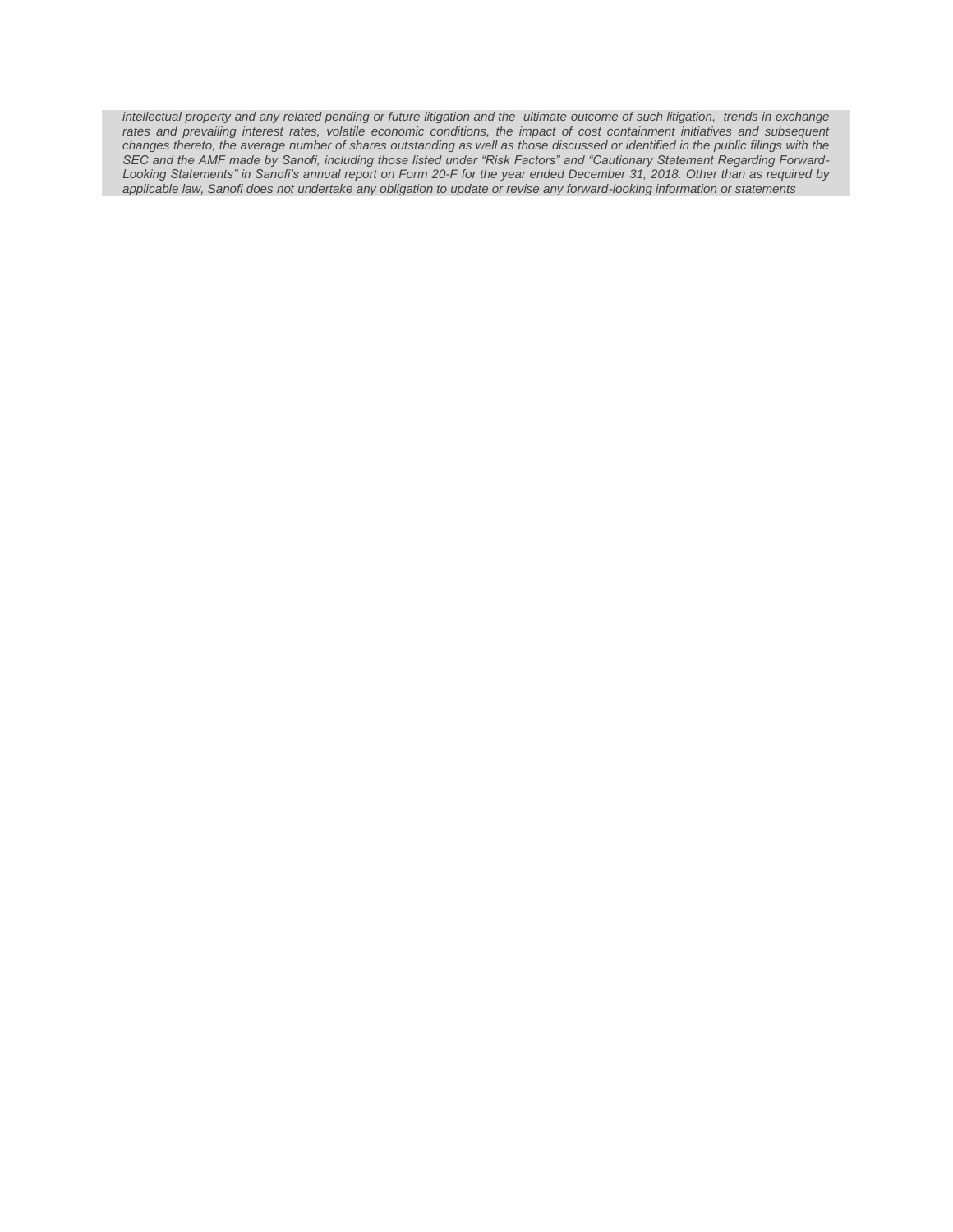*intellectual property and any related pending or future litigation and the ultimate outcome of such litigation, trends in exchange rates and prevailing interest rates, volatile economic conditions, the impact of cost containment initiatives and subsequent changes thereto, the average number of shares outstanding as well as those discussed or identified in the public filings with the SEC and the AMF made by Sanofi, including those listed under "Risk Factors" and "Cautionary Statement Regarding Forward-Looking Statements" in Sanofi's annual report on Form 20-F for the year ended December 31, 2018. Other than as required by applicable law, Sanofi does not undertake any obligation to update or revise any forward-looking information or statements*